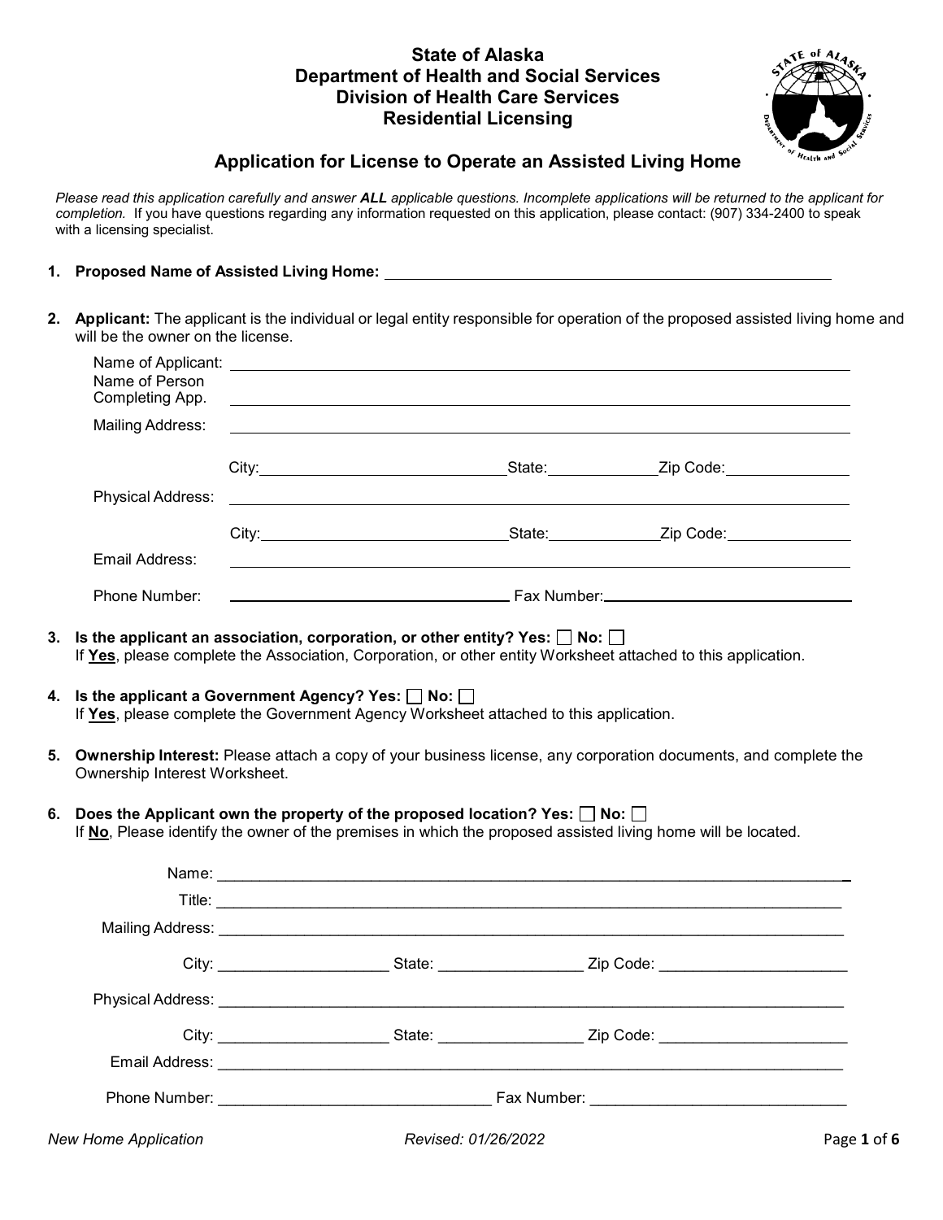# State of Alaska
## Department of Health and Social Services
## Division of Health Care Services
## Residential Licensing

## Application for License to Operate an Assisted Living Home

*Please read this application carefully and answer **ALL** applicable questions. Incomplete applications will be returned to the applicant for completion.* If you have questions regarding any information requested on this application, please contact: (907) 334-2400 to speak with a licensing specialist.

1. **Proposed Name of Assisted Living Home:** ______________________________

2. **Applicant:** The applicant is the individual or legal entity responsible for operation of the proposed assisted living home and will be the owner on the license.

   Name of Applicant: ______________________________
   
   Name of Person Completing App. ______________________________
   
   Mailing Address: ______________________________
   
   City: ______________ State: ______________ Zip Code: ______________
   
   Physical Address: ______________________________
   
   City: ______________ State: ______________ Zip Code: ______________
   
   Email Address: ______________________________
   
   Phone Number: ______________________________ Fax Number: ______________________________

3. **Is the applicant an association, corporation, or other entity? Yes: ☐ No: ☐**
   If **Yes**, please complete the Association, Corporation, or other entity Worksheet attached to this application.

4. **Is the applicant a Government Agency? Yes: ☐ No: ☐**
   If **Yes**, please complete the Government Agency Worksheet attached to this application.

5. **Ownership Interest:** Please attach a copy of your business license, any corporation documents, and complete the Ownership Interest Worksheet.

6. **Does the Applicant own the property of the proposed location? Yes: ☐ No: ☐**
   If **No**, Please identify the owner of the premises in which the proposed assisted living home will be located.

   Name: ______________________________
   
   Title: ______________________________
   
   Mailing Address: ______________________________
   
   City: ______________ State: ______________ Zip Code: ______________
   
   Physical Address: ______________________________
   
   City: ______________ State: ______________ Zip Code: ______________
   
   Email Address: ______________________________
   
   Phone Number: ______________________________ Fax Number: ______________________________

*New Home Application* *Revised: 01/26/2022*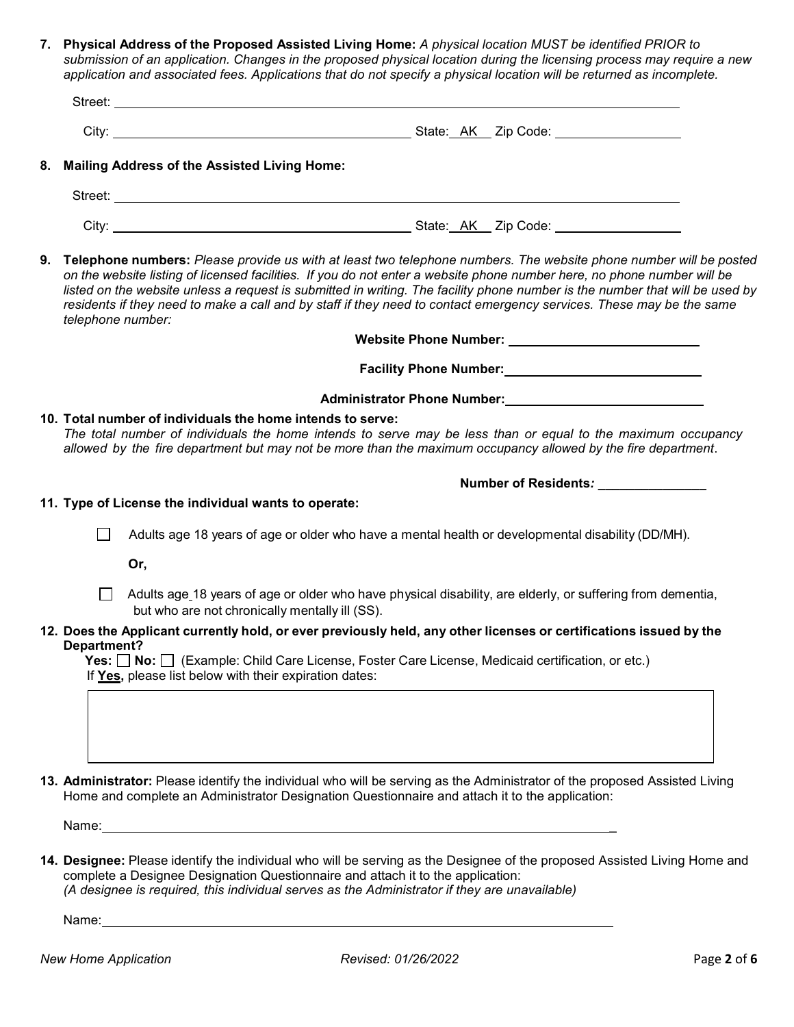7. **Physical Address of the Proposed Assisted Living Home:** *A physical location MUST be identified PRIOR to submission of an application. Changes in the proposed physical location during the licensing process may require a new application and associated fees. Applications that do not specify a physical location will be returned as incomplete.*

   Street: ______________________________________________________________

   City: ______________________________ State: AK Zip Code: ______________

8. **Mailing Address of the Assisted Living Home:**

   Street: ______________________________________________________________

   City: ______________________________ State: AK Zip Code: ______________

9. **Telephone numbers:** *Please provide us with at least two telephone numbers. The website phone number will be posted on the website listing of licensed facilities. If you do not enter a website phone number here, no phone number will be listed on the website unless a request is submitted in writing. The facility phone number is the number that will be used by residents if they need to make a call and by staff if they need to contact emergency services. These may be the same telephone number:*

   **Website Phone Number:** ______________________

   **Facility Phone Number:** ______________________

   **Administrator Phone Number:** ______________________

10. **Total number of individuals the home intends to serve:**
    *The total number of individuals the home intends to serve may be less than or equal to the maximum occupancy allowed by the fire department but may not be more than the maximum occupancy allowed by the fire department.*

    **Number of Residents*:*** ______________

11. **Type of License the individual wants to operate:**

    ☐ Adults age 18 years of age or older who have a mental health or developmental disability (DD/MH).

    **Or,**

    ☐ Adults age 18 years of age or older who have physical disability, are elderly, or suffering from dementia, but who are not chronically mentally ill (SS).

12. **Does the Applicant currently hold, or ever previously held, any other licenses or certifications issued by the Department?**
    **Yes:** ☐ **No:** ☐ (Example: Child Care License, Foster Care License, Medicaid certification, or etc.)
    If **Yes,** please list below with their expiration dates:

    | |
    |---|
    | |

13. **Administrator:** Please identify the individual who will be serving as the Administrator of the proposed Assisted Living Home and complete an Administrator Designation Questionnaire and attach it to the application:

    Name: ______________________________________________________________

14. **Designee:** Please identify the individual who will be serving as the Designee of the proposed Assisted Living Home and complete a Designee Designation Questionnaire and attach it to the application:
    *(A designee is required, this individual serves as the Administrator if they are unavailable)*

    Name: ______________________________________________________________

*New Home Application* *Revised: 01/26/2022*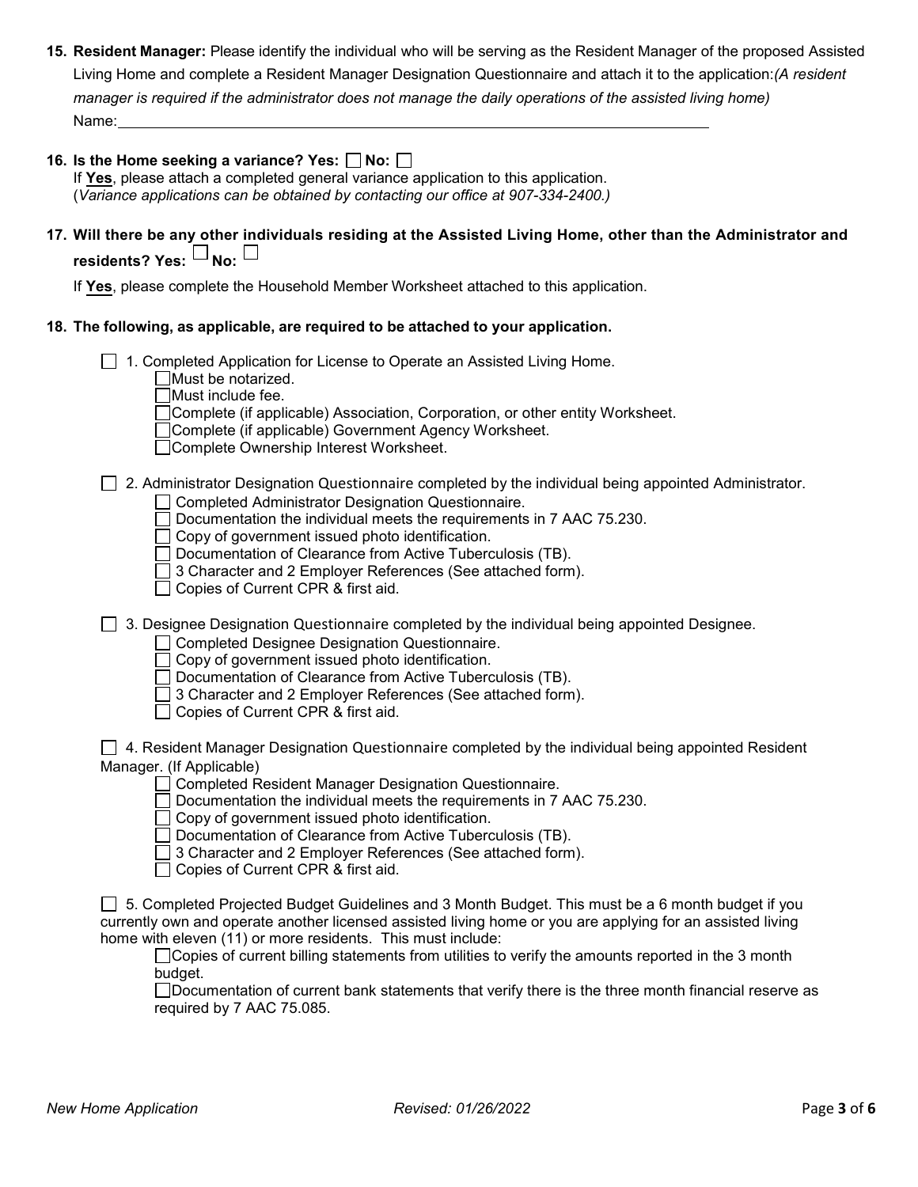**15. Resident Manager:** Please identify the individual who will be serving as the Resident Manager of the proposed Assisted Living Home and complete a Resident Manager Designation Questionnaire and attach it to the application:*(A resident manager is required if the administrator does not manage the daily operations of the assisted living home)*

Name:\_\_\_\_\_\_\_\_\_\_\_\_\_\_\_\_\_\_\_\_\_\_\_\_\_\_\_\_\_\_\_\_\_\_\_\_\_\_\_\_\_\_\_\_\_\_\_\_\_\_\_\_\_\_\_\_\_\_\_\_

**16. Is the Home seeking a variance? Yes: ☐ No: ☐**

If **Yes**, please attach a completed general variance application to this application.
(*Variance applications can be obtained by contacting our office at 907-334-2400.)*

**17. Will there be any other individuals residing at the Assisted Living Home, other than the Administrator and residents? Yes: ☐ No: ☐**

If **Yes**, please complete the Household Member Worksheet attached to this application.

**18. The following, as applicable, are required to be attached to your application.**

☐ 1. Completed Application for License to Operate an Assisted Living Home.
- ☐ Must be notarized.
- ☐ Must include fee.
- ☐ Complete (if applicable) Association, Corporation, or other entity Worksheet.
- ☐ Complete (if applicable) Government Agency Worksheet.
- ☐ Complete Ownership Interest Worksheet.

☐ 2. Administrator Designation Questionnaire completed by the individual being appointed Administrator.
- ☐ Completed Administrator Designation Questionnaire.
- ☐ Documentation the individual meets the requirements in 7 AAC 75.230.
- ☐ Copy of government issued photo identification.
- ☐ Documentation of Clearance from Active Tuberculosis (TB).
- ☐ 3 Character and 2 Employer References (See attached form).
- ☐ Copies of Current CPR & first aid.

☐ 3. Designee Designation Questionnaire completed by the individual being appointed Designee.
- ☐ Completed Designee Designation Questionnaire.
- ☐ Copy of government issued photo identification.
- ☐ Documentation of Clearance from Active Tuberculosis (TB).
- ☐ 3 Character and 2 Employer References (See attached form).
- ☐ Copies of Current CPR & first aid.

☐ 4. Resident Manager Designation Questionnaire completed by the individual being appointed Resident Manager. (If Applicable)
- ☐ Completed Resident Manager Designation Questionnaire.
- ☐ Documentation the individual meets the requirements in 7 AAC 75.230.
- ☐ Copy of government issued photo identification.
- ☐ Documentation of Clearance from Active Tuberculosis (TB).
- ☐ 3 Character and 2 Employer References (See attached form).
- ☐ Copies of Current CPR & first aid.

☐ 5. Completed Projected Budget Guidelines and 3 Month Budget. This must be a 6 month budget if you currently own and operate another licensed assisted living home or you are applying for an assisted living home with eleven (11) or more residents. This must include:
- ☐ Copies of current billing statements from utilities to verify the amounts reported in the 3 month budget.
- ☐ Documentation of current bank statements that verify there is the three month financial reserve as required by 7 AAC 75.085.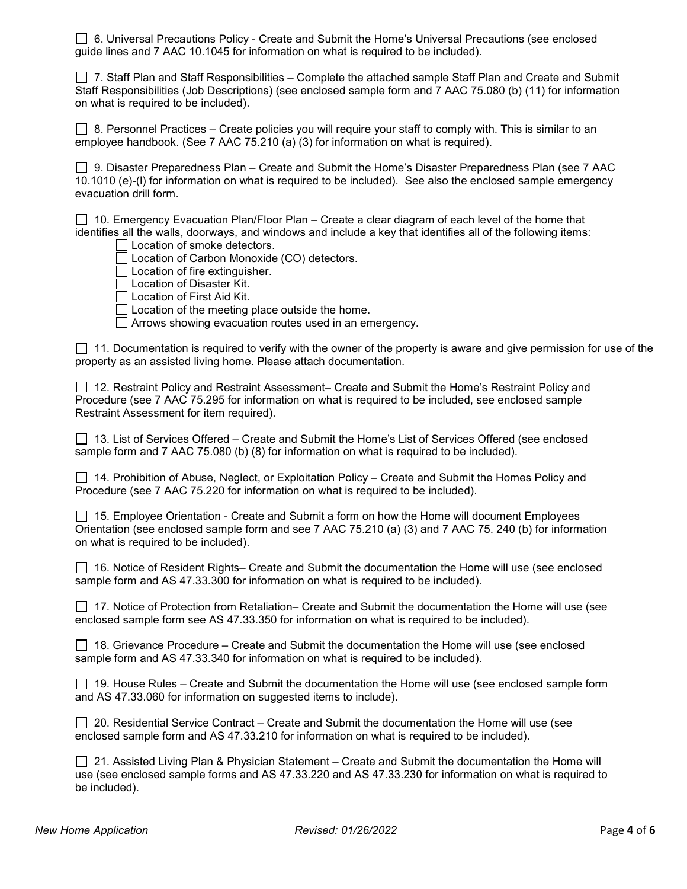- [ ] 6. Universal Precautions Policy - Create and Submit the Home's Universal Precautions (see enclosed guide lines and 7 AAC 10.1045 for information on what is required to be included).

- [ ] 7. Staff Plan and Staff Responsibilities – Complete the attached sample Staff Plan and Create and Submit Staff Responsibilities (Job Descriptions) (see enclosed sample form and 7 AAC 75.080 (b) (11) for information on what is required to be included).

- [ ] 8. Personnel Practices – Create policies you will require your staff to comply with. This is similar to an employee handbook. (See 7 AAC 75.210 (a) (3) for information on what is required).

- [ ] 9. Disaster Preparedness Plan – Create and Submit the Home's Disaster Preparedness Plan (see 7 AAC 10.1010 (e)-(l) for information on what is required to be included). See also the enclosed sample emergency evacuation drill form.

- [ ] 10. Emergency Evacuation Plan/Floor Plan – Create a clear diagram of each level of the home that identifies all the walls, doorways, and windows and include a key that identifies all of the following items:
    - [ ] Location of smoke detectors.
    - [ ] Location of Carbon Monoxide (CO) detectors.
    - [ ] Location of fire extinguisher.
    - [ ] Location of Disaster Kit.
    - [ ] Location of First Aid Kit.
    - [ ] Location of the meeting place outside the home.
    - [ ] Arrows showing evacuation routes used in an emergency.

- [ ] 11. Documentation is required to verify with the owner of the property is aware and give permission for use of the property as an assisted living home. Please attach documentation.

- [ ] 12. Restraint Policy and Restraint Assessment– Create and Submit the Home's Restraint Policy and Procedure (see 7 AAC 75.295 for information on what is required to be included, see enclosed sample Restraint Assessment for item required).

- [ ] 13. List of Services Offered – Create and Submit the Home's List of Services Offered (see enclosed sample form and 7 AAC 75.080 (b) (8) for information on what is required to be included).

- [ ] 14. Prohibition of Abuse, Neglect, or Exploitation Policy – Create and Submit the Homes Policy and Procedure (see 7 AAC 75.220 for information on what is required to be included).

- [ ] 15. Employee Orientation - Create and Submit a form on how the Home will document Employees Orientation (see enclosed sample form and see 7 AAC 75.210 (a) (3) and 7 AAC 75. 240 (b) for information on what is required to be included).

- [ ] 16. Notice of Resident Rights– Create and Submit the documentation the Home will use (see enclosed sample form and AS 47.33.300 for information on what is required to be included).

- [ ] 17. Notice of Protection from Retaliation– Create and Submit the documentation the Home will use (see enclosed sample form see AS 47.33.350 for information on what is required to be included).

- [ ] 18. Grievance Procedure – Create and Submit the documentation the Home will use (see enclosed sample form and AS 47.33.340 for information on what is required to be included).

- [ ] 19. House Rules – Create and Submit the documentation the Home will use (see enclosed sample form and AS 47.33.060 for information on suggested items to include).

- [ ] 20. Residential Service Contract – Create and Submit the documentation the Home will use (see enclosed sample form and AS 47.33.210 for information on what is required to be included).

- [ ] 21. Assisted Living Plan & Physician Statement – Create and Submit the documentation the Home will use (see enclosed sample forms and AS 47.33.220 and AS 47.33.230 for information on what is required to be included).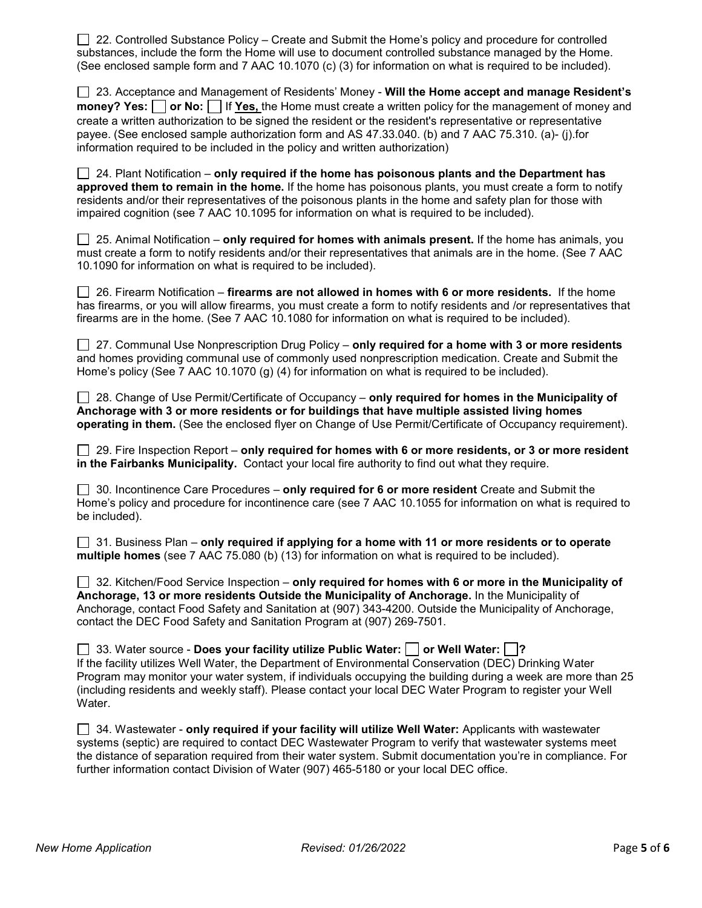☐ 22. Controlled Substance Policy – Create and Submit the Home's policy and procedure for controlled substances, include the form the Home will use to document controlled substance managed by the Home. (See enclosed sample form and 7 AAC 10.1070 (c) (3) for information on what is required to be included).

☐ 23. Acceptance and Management of Residents' Money - **Will the Home accept and manage Resident's money? Yes: ☐ or No: ☐** If **Yes,** the Home must create a written policy for the management of money and create a written authorization to be signed the resident or the resident's representative or representative payee. (See enclosed sample authorization form and AS 47.33.040. (b) and 7 AAC 75.310. (a)- (j).for information required to be included in the policy and written authorization)

☐ 24. Plant Notification – **only required if the home has poisonous plants and the Department has approved them to remain in the home.** If the home has poisonous plants, you must create a form to notify residents and/or their representatives of the poisonous plants in the home and safety plan for those with impaired cognition (see 7 AAC 10.1095 for information on what is required to be included).

☐ 25. Animal Notification – **only required for homes with animals present.** If the home has animals, you must create a form to notify residents and/or their representatives that animals are in the home. (See 7 AAC 10.1090 for information on what is required to be included).

☐ 26. Firearm Notification – **firearms are not allowed in homes with 6 or more residents.** If the home has firearms, or you will allow firearms, you must create a form to notify residents and /or representatives that firearms are in the home. (See 7 AAC 10.1080 for information on what is required to be included).

☐ 27. Communal Use Nonprescription Drug Policy – **only required for a home with 3 or more residents** and homes providing communal use of commonly used nonprescription medication. Create and Submit the Home's policy (See 7 AAC 10.1070 (g) (4) for information on what is required to be included).

☐ 28. Change of Use Permit/Certificate of Occupancy – **only required for homes in the Municipality of Anchorage with 3 or more residents or for buildings that have multiple assisted living homes operating in them.** (See the enclosed flyer on Change of Use Permit/Certificate of Occupancy requirement).

☐ 29. Fire Inspection Report – **only required for homes with 6 or more residents, or 3 or more resident in the Fairbanks Municipality.** Contact your local fire authority to find out what they require.

☐ 30. Incontinence Care Procedures – **only required for 6 or more resident** Create and Submit the Home's policy and procedure for incontinence care (see 7 AAC 10.1055 for information on what is required to be included).

☐ 31. Business Plan – **only required if applying for a home with 11 or more residents or to operate multiple homes** (see 7 AAC 75.080 (b) (13) for information on what is required to be included).

☐ 32. Kitchen/Food Service Inspection – **only required for homes with 6 or more in the Municipality of Anchorage, 13 or more residents Outside the Municipality of Anchorage.** In the Municipality of Anchorage, contact Food Safety and Sanitation at (907) 343-4200. Outside the Municipality of Anchorage, contact the DEC Food Safety and Sanitation Program at (907) 269-7501.

☐ 33. Water source - **Does your facility utilize Public Water: ☐ or Well Water: ☐?**
If the facility utilizes Well Water, the Department of Environmental Conservation (DEC) Drinking Water Program may monitor your water system, if individuals occupying the building during a week are more than 25 (including residents and weekly staff). Please contact your local DEC Water Program to register your Well Water.

☐ 34. Wastewater - **only required if your facility will utilize Well Water:** Applicants with wastewater systems (septic) are required to contact DEC Wastewater Program to verify that wastewater systems meet the distance of separation required from their water system. Submit documentation you're in compliance. For further information contact Division of Water (907) 465-5180 or your local DEC office.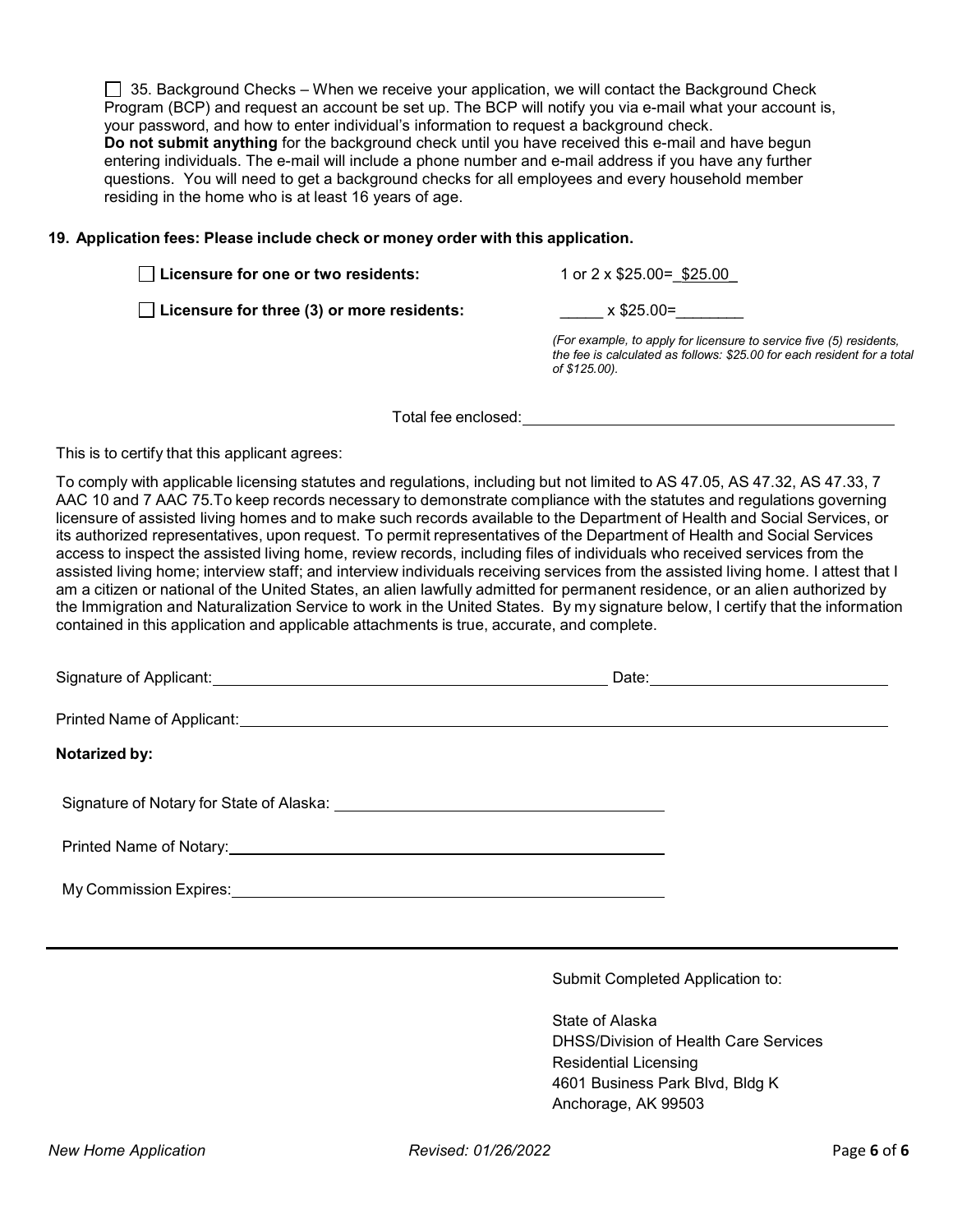☐ 35. Background Checks – When we receive your application, we will contact the Background Check Program (BCP) and request an account be set up. The BCP will notify you via e-mail what your account is, your password, and how to enter individual's information to request a background check.
**Do not submit anything** for the background check until you have received this e-mail and have begun entering individuals. The e-mail will include a phone number and e-mail address if you have any further questions. You will need to get a background checks for all employees and every household member residing in the home who is at least 16 years of age.

**19. Application fees: Please include check or money order with this application.**

☐ **Licensure for one or two residents:** 1 or 2 x $25.00=_$25.00_

☐ **Licensure for three (3) or more residents:** _____ x $25.00=________

*(For example, to apply for licensure to service five (5) residents, the fee is calculated as follows: $25.00 for each resident for a total of $125.00).*

Total fee enclosed:____________________

This is to certify that this applicant agrees:

To comply with applicable licensing statutes and regulations, including but not limited to AS 47.05, AS 47.32, AS 47.33, 7 AAC 10 and 7 AAC 75.To keep records necessary to demonstrate compliance with the statutes and regulations governing licensure of assisted living homes and to make such records available to the Department of Health and Social Services, or its authorized representatives, upon request. To permit representatives of the Department of Health and Social Services access to inspect the assisted living home, review records, including files of individuals who received services from the assisted living home; interview staff; and interview individuals receiving services from the assisted living home. I attest that I am a citizen or national of the United States, an alien lawfully admitted for permanent residence, or an alien authorized by the Immigration and Naturalization Service to work in the United States. By my signature below, I certify that the information contained in this application and applicable attachments is true, accurate, and complete.

Signature of Applicant:____________________ Date:____________________

Printed Name of Applicant:____________________

**Notarized by:**

Signature of Notary for State of Alaska:____________________

Printed Name of Notary:____________________

My Commission Expires:____________________

---

Submit Completed Application to:

State of Alaska
DHSS/Division of Health Care Services
Residential Licensing
4601 Business Park Blvd, Bldg K
Anchorage, AK 99503

*New Home Application* *Revised: 01/26/2022*